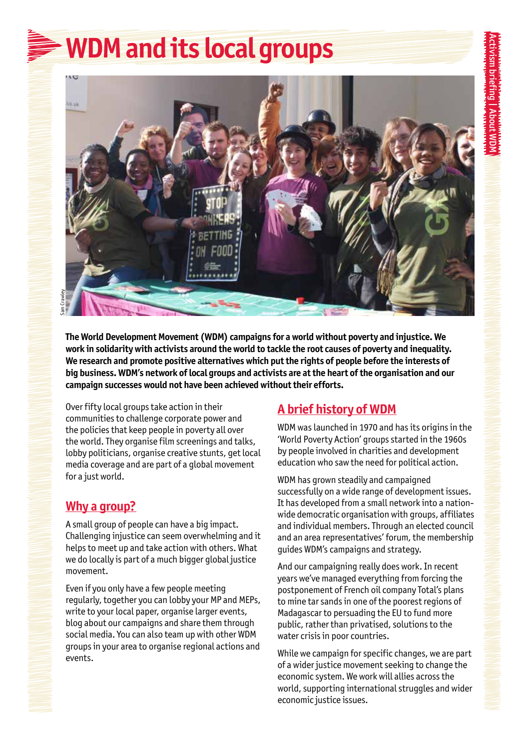# WDM and its local groups

**The World Development Movement (WDM) campaigns for a world without poverty and injustice. We work in solidarity with activists around the world to tackle the root causes of poverty and inequality. We research and promote positive alternatives which put the rights of people before the interests of big business. WDM's network of local groups and activists are at the heart of the organisation and our campaign successes would not have been achieved without their efforts.**

Over fifty local groups take action in their communities to challenge corporate power and the policies that keep people in poverty all over the world. They organise film screenings and talks, lobby politicians, organise creative stunts, get local media coverage and are part of a global movement for a just world.

## Why a group?

A small group of people can have a big impact. Challenging injustice can seem overwhelming and it helps to meet up and take action with others. What we do locally is part of a much bigger global justice movement.

Even if you only have a few people meeting regularly, together you can lobby your MP and MEPs, write to your local paper, organise larger events, blog about our campaigns and share them through social media. You can also team up with other WDM groups in your area to organise regional actions and events.

## A brief history of WDM

WDM was launched in 1970 and has its origins in the 'World Poverty Action' groups started in the 1960s by people involved in charities and development education who saw the need for political action.

WDM has grown steadily and campaigned successfully on a wide range of development issues. It has developed from a small network into a nation-wide democratic organisation with groups, affiliates and individual members. Through an elected council and an area representatives' forum, the membership guides WDM's campaigns and strategy.

And our campaigning really does work. In recent years we've managed everything from forcing the postponement of French oil company Total's plans to mine tar sands in one of the poorest regions of Madagascar to persuading the EU to fund more public, rather than privatised, solutions to the water crisis in poor countries.

While we campaign for specific changes, we are part of a wider justice movement seeking to change the economic system. We work will allies across the world, supporting international struggles and wider economic justice issues.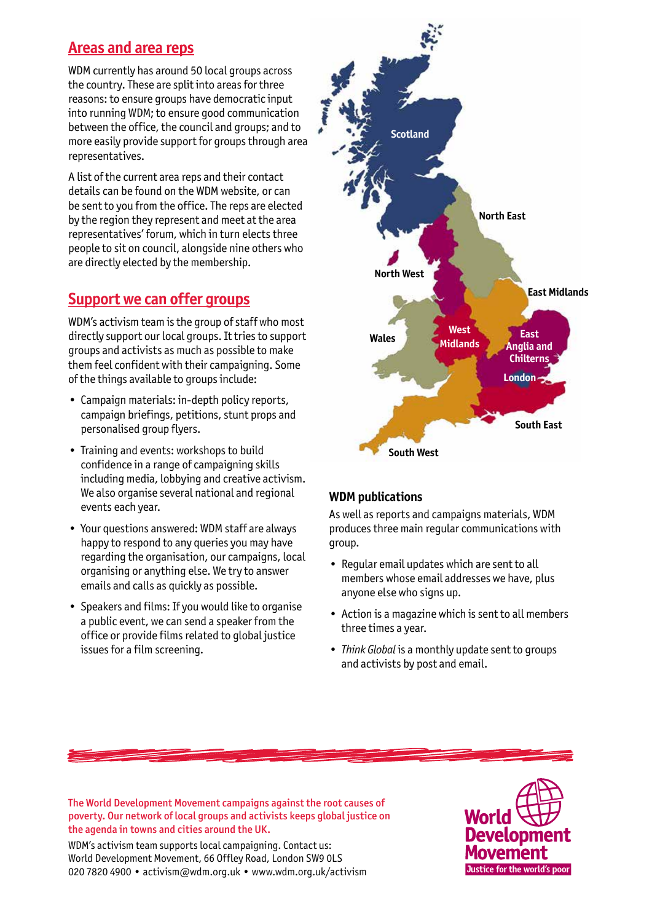## Areas and area reps

WDM currently has around 50 local groups across the country. These are split into areas for three reasons: to ensure groups have democratic input into running WDM; to ensure good communication between the office, the council and groups; and to more easily provide support for groups through area representatives.

A list of the current area reps and their contact details can be found on the WDM website, or can be sent to you from the office. The reps are elected by the region they represent and meet at the area representatives' forum, which in turn elects three people to sit on council, alongside nine others who are directly elected by the membership.

## Support we can offer groups

WDM's activism team is the group of staff who most directly support our local groups. It tries to support groups and activists as much as possible to make them feel confident with their campaigning. Some of the things available to groups include:

- Campaign materials: in-depth policy reports, campaign briefings, petitions, stunt props and personalised group flyers.
- Training and events: workshops to build confidence in a range of campaigning skills including media, lobbying and creative activism. We also organise several national and regional events each year.
- Your questions answered: WDM staff are always happy to respond to any queries you may have regarding the organisation, our campaigns, local organising or anything else. We try to answer emails and calls as quickly as possible.
- Speakers and films: If you would like to organise a public event, we can send a speaker from the office or provide films related to global justice issues for a film screening.

Scotland
North East
North West
East Midlands
Wales
West Midlands
East Anglia and Chilterns
London
South East
South West

### WDM publications

As well as reports and campaigns materials, WDM produces three main regular communications with group.

- Regular email updates which are sent to all members whose email addresses we have, plus anyone else who signs up.
- Action is a magazine which is sent to all members three times a year.
- *Think Global* is a monthly update sent to groups and activists by post and email.

The World Development Movement campaigns against the root causes of poverty. Our network of local groups and activists keeps global justice on the agenda in towns and cities around the UK.

WDM's activism team supports local campaigning. Contact us:
World Development Movement, 66 Offley Road, London SW9 0LS
020 7820 4900 • activism@wdm.org.uk • www.wdm.org.uk/activism

World Development Movement
Justice for the world's poor